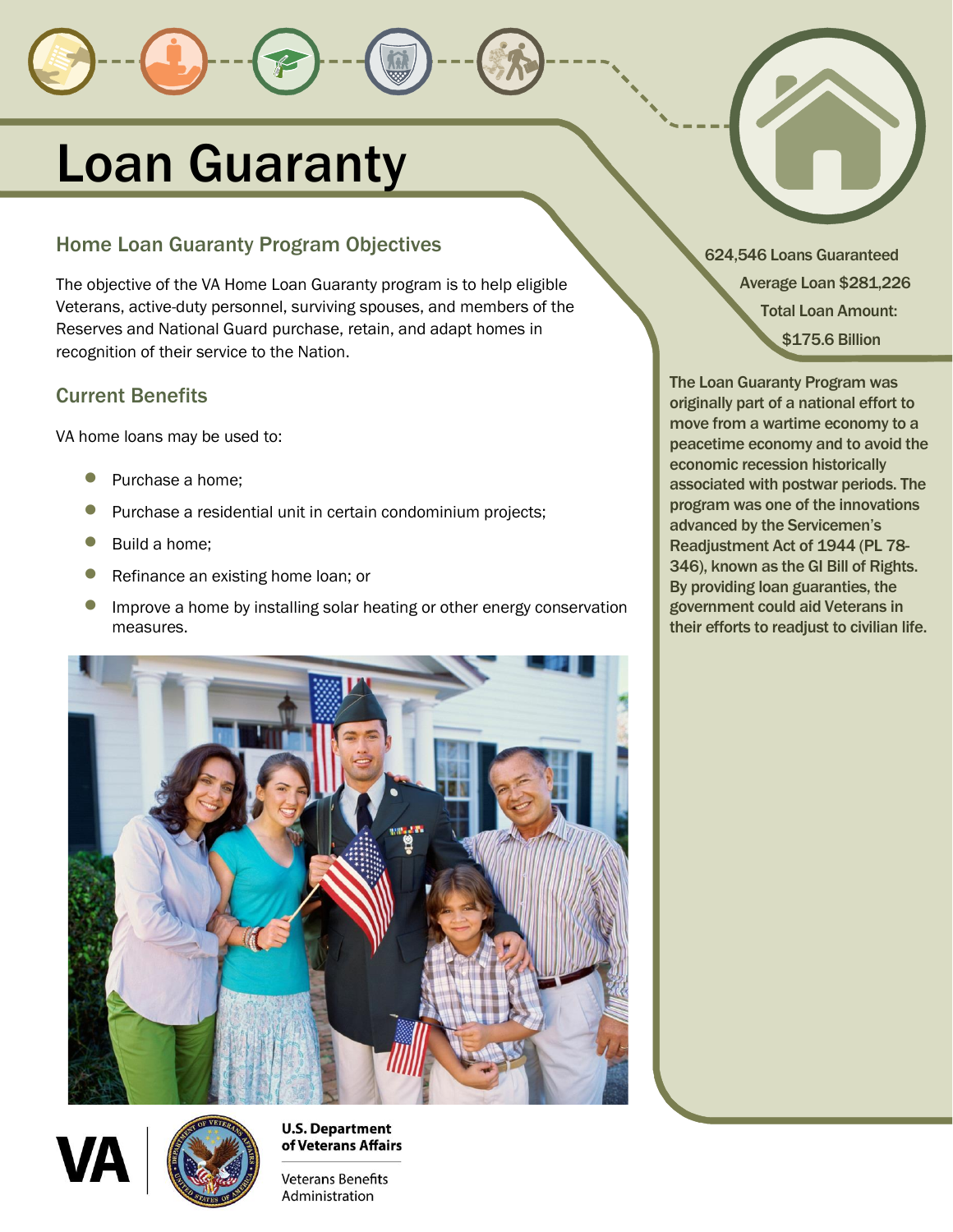# Loan Guaranty

## Home Loan Guaranty Program Objectives

The objective of the VA Home Loan Guaranty program is to help eligible Veterans, active-duty personnel, surviving spouses, and members of the Reserves and National Guard purchase, retain, and adapt homes in recognition of their service to the Nation.

## Current Benefits

VA home loans may be used to:

- Purchase a home;
- Purchase a residential unit in certain condominium projects;
- Build a home;
- Refinance an existing home loan; or
- Improve a home by installing solar heating or other energy conservation measures.

**624,546 Loans Guaranteed**

**Average Loan $281,226**

**Total Loan Amount: $175.6 Billion**

The Loan Guaranty Program was originally part of a national effort to move from a wartime economy to a peacetime economy and to avoid the economic recession historically associated with postwar periods. The program was one of the innovations advanced by the Servicemen's Readjustment Act of 1944 (PL 78-346), known as the GI Bill of Rights. By providing loan guaranties, the government could aid Veterans in their efforts to readjust to civilian life.

VA | U.S. Department of Veterans Affairs

Veterans Benefits Administration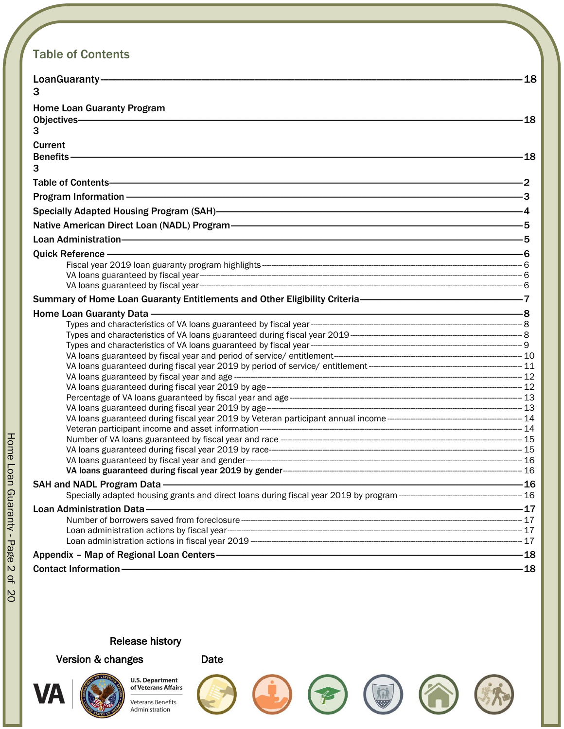## Table of Contents

| | |
|---|---|
| **LoanGuaranty 3** | **18** |
| **Home Loan Guaranty Program Objectives 3** | **18** |
| **Current Benefits 3** | **18** |
| **Table of Contents** | **2** |
| **Program Information** | **3** |
| **Specially Adapted Housing Program (SAH)** | **4** |
| **Native American Direct Loan (NADL) Program** | **5** |
| **Loan Administration** | **5** |
| **Quick Reference** | **6** |
| Fiscal year 2019 loan guaranty program highlights | 6 |
| VA loans guaranteed by fiscal year | 6 |
| VA loans guaranteed by fiscal year | 6 |
| **Summary of Home Loan Guaranty Entitlements and Other Eligibility Criteria** | **7** |
| **Home Loan Guaranty Data** | **8** |
| Types and characteristics of VA loans guaranteed by fiscal year | 8 |
| Types and characteristics of VA loans guaranteed during fiscal year 2019 | 8 |
| Types and characteristics of VA loans guaranteed by fiscal year | 9 |
| VA loans guaranteed by fiscal year and period of service/ entitlement | 10 |
| VA loans guaranteed during fiscal year 2019 by period of service/ entitlement | 11 |
| VA loans guaranteed by fiscal year and age | 12 |
| VA loans guaranteed during fiscal year 2019 by age | 12 |
| Percentage of VA loans guaranteed by fiscal year and age | 13 |
| VA loans guaranteed during fiscal year 2019 by age | 13 |
| VA loans guaranteed during fiscal year 2019 by Veteran participant annual income | 14 |
| Veteran participant income and asset information | 14 |
| Number of VA loans guaranteed by fiscal year and race | 15 |
| VA loans guaranteed during fiscal year 2019 by race | 15 |
| VA loans guaranteed by fiscal year and gender | 16 |
| **VA loans guaranteed during fiscal year 2019 by gender** | 16 |
| **SAH and NADL Program Data** | **16** |
| Specially adapted housing grants and direct loans during fiscal year 2019 by program | 16 |
| **Loan Administration Data** | **17** |
| Number of borrowers saved from foreclosure | 17 |
| Loan administration actions by fiscal year | 17 |
| Loan administration actions in fiscal year 2019 | 17 |
| **Appendix – Map of Regional Loan Centers** | **18** |
| **Contact Information** | **18** |

Release history

| Version & changes | Date |
|---|---|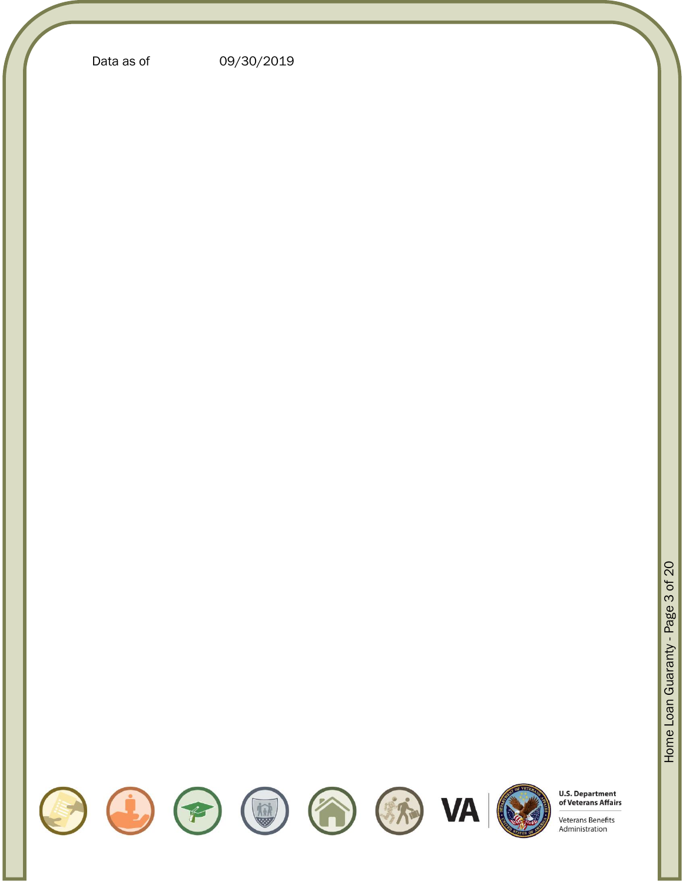Data as of 09/30/2019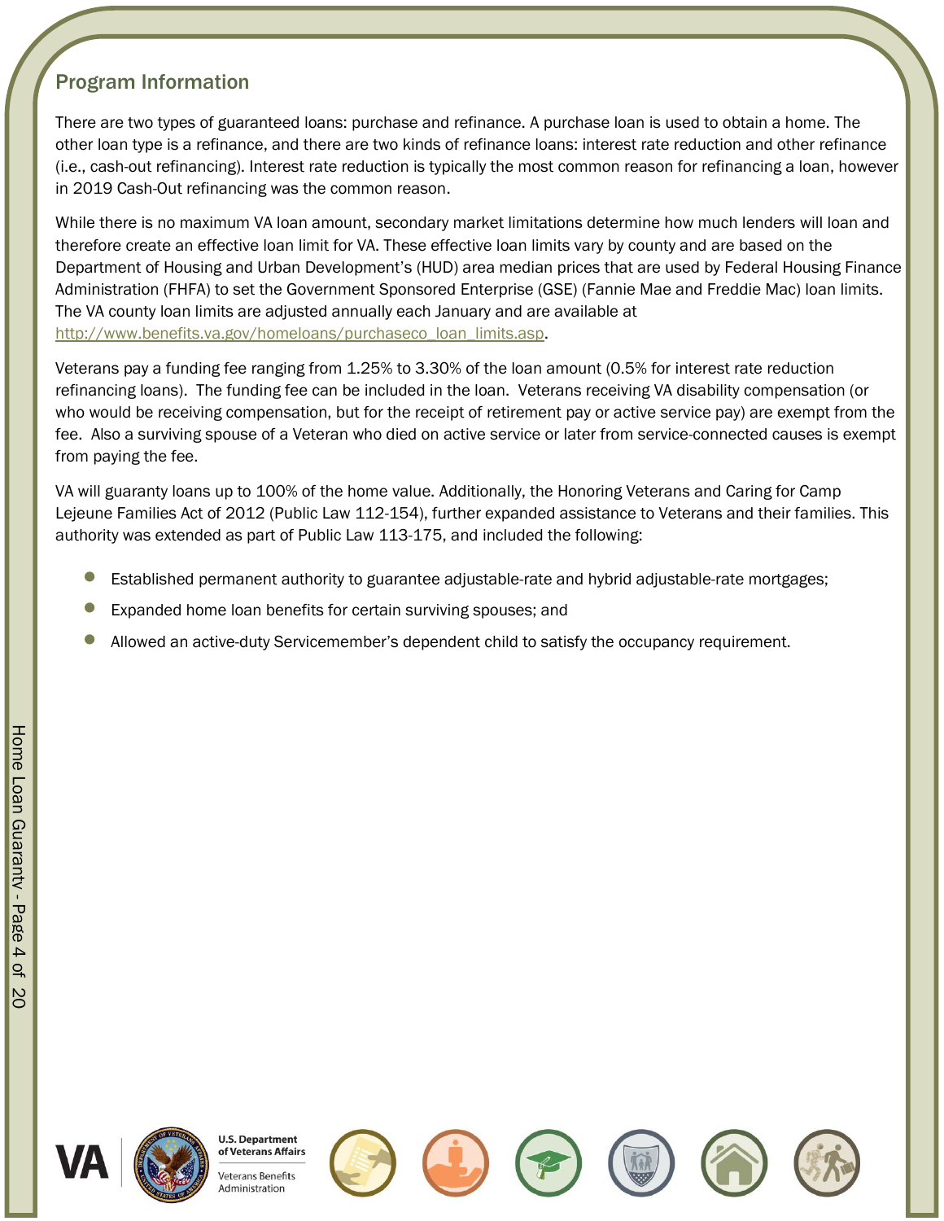## Program Information

There are two types of guaranteed loans: purchase and refinance. A purchase loan is used to obtain a home. The other loan type is a refinance, and there are two kinds of refinance loans: interest rate reduction and other refinance (i.e., cash-out refinancing). Interest rate reduction is typically the most common reason for refinancing a loan, however in 2019 Cash-Out refinancing was the common reason.

While there is no maximum VA loan amount, secondary market limitations determine how much lenders will loan and therefore create an effective loan limit for VA. These effective loan limits vary by county and are based on the Department of Housing and Urban Development's (HUD) area median prices that are used by Federal Housing Finance Administration (FHFA) to set the Government Sponsored Enterprise (GSE) (Fannie Mae and Freddie Mac) loan limits. The VA county loan limits are adjusted annually each January and are available at http://www.benefits.va.gov/homeloans/purchaseco_loan_limits.asp.

Veterans pay a funding fee ranging from 1.25% to 3.30% of the loan amount (0.5% for interest rate reduction refinancing loans). The funding fee can be included in the loan. Veterans receiving VA disability compensation (or who would be receiving compensation, but for the receipt of retirement pay or active service pay) are exempt from the fee. Also a surviving spouse of a Veteran who died on active service or later from service-connected causes is exempt from paying the fee.

VA will guaranty loans up to 100% of the home value. Additionally, the Honoring Veterans and Caring for Camp Lejeune Families Act of 2012 (Public Law 112-154), further expanded assistance to Veterans and their families. This authority was extended as part of Public Law 113-175, and included the following:

- Established permanent authority to guarantee adjustable-rate and hybrid adjustable-rate mortgages;
- Expanded home loan benefits for certain surviving spouses; and
- Allowed an active-duty Servicemember's dependent child to satisfy the occupancy requirement.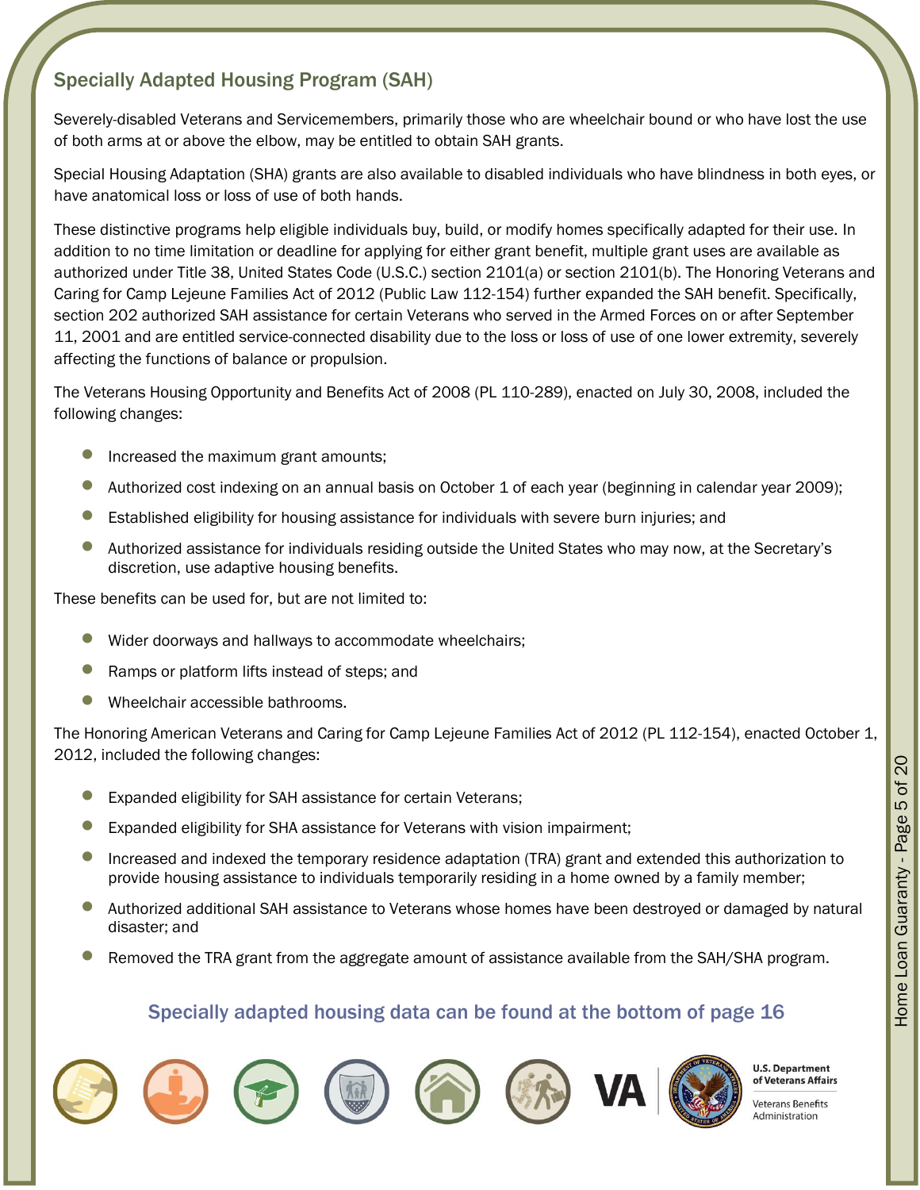## Specially Adapted Housing Program (SAH)

Severely-disabled Veterans and Servicemembers, primarily those who are wheelchair bound or who have lost the use of both arms at or above the elbow, may be entitled to obtain SAH grants.

Special Housing Adaptation (SHA) grants are also available to disabled individuals who have blindness in both eyes, or have anatomical loss or loss of use of both hands.

These distinctive programs help eligible individuals buy, build, or modify homes specifically adapted for their use. In addition to no time limitation or deadline for applying for either grant benefit, multiple grant uses are available as authorized under Title 38, United States Code (U.S.C.) section 2101(a) or section 2101(b). The Honoring Veterans and Caring for Camp Lejeune Families Act of 2012 (Public Law 112-154) further expanded the SAH benefit. Specifically, section 202 authorized SAH assistance for certain Veterans who served in the Armed Forces on or after September 11, 2001 and are entitled service-connected disability due to the loss or loss of use of one lower extremity, severely affecting the functions of balance or propulsion.

The Veterans Housing Opportunity and Benefits Act of 2008 (PL 110-289), enacted on July 30, 2008, included the following changes:

- Increased the maximum grant amounts;
- Authorized cost indexing on an annual basis on October 1 of each year (beginning in calendar year 2009);
- Established eligibility for housing assistance for individuals with severe burn injuries; and
- Authorized assistance for individuals residing outside the United States who may now, at the Secretary's discretion, use adaptive housing benefits.

These benefits can be used for, but are not limited to:

- Wider doorways and hallways to accommodate wheelchairs;
- Ramps or platform lifts instead of steps; and
- Wheelchair accessible bathrooms.

The Honoring American Veterans and Caring for Camp Lejeune Families Act of 2012 (PL 112-154), enacted October 1, 2012, included the following changes:

- Expanded eligibility for SAH assistance for certain Veterans;
- Expanded eligibility for SHA assistance for Veterans with vision impairment;
- Increased and indexed the temporary residence adaptation (TRA) grant and extended this authorization to provide housing assistance to individuals temporarily residing in a home owned by a family member;
- Authorized additional SAH assistance to Veterans whose homes have been destroyed or damaged by natural disaster; and
- Removed the TRA grant from the aggregate amount of assistance available from the SAH/SHA program.

**Specially adapted housing data can be found at the bottom of page 16**

U.S. Department of Veterans Affairs

Veterans Benefits Administration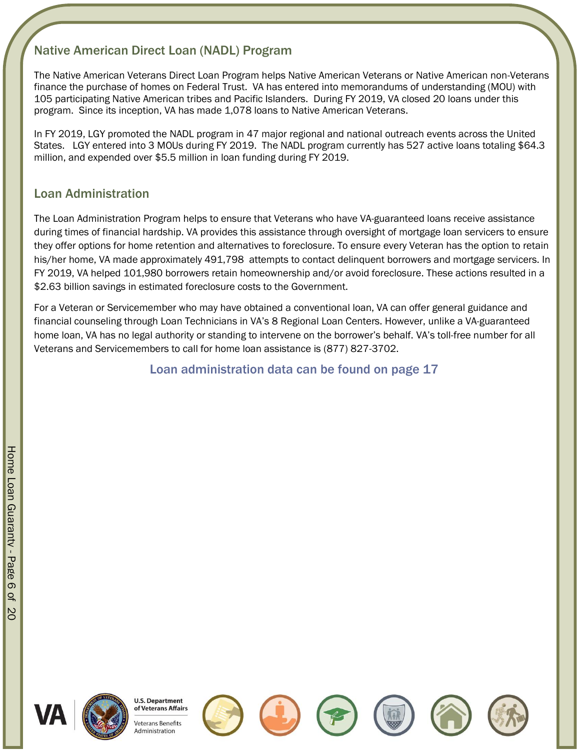## Native American Direct Loan (NADL) Program

The Native American Veterans Direct Loan Program helps Native American Veterans or Native American non-Veterans finance the purchase of homes on Federal Trust. VA has entered into memorandums of understanding (MOU) with 105 participating Native American tribes and Pacific Islanders. During FY 2019, VA closed 20 loans under this program. Since its inception, VA has made 1,078 loans to Native American Veterans.

In FY 2019, LGY promoted the NADL program in 47 major regional and national outreach events across the United States. LGY entered into 3 MOUs during FY 2019. The NADL program currently has 527 active loans totaling $64.3 million, and expended over $5.5 million in loan funding during FY 2019.

## Loan Administration

The Loan Administration Program helps to ensure that Veterans who have VA-guaranteed loans receive assistance during times of financial hardship. VA provides this assistance through oversight of mortgage loan servicers to ensure they offer options for home retention and alternatives to foreclosure. To ensure every Veteran has the option to retain his/her home, VA made approximately 491,798 attempts to contact delinquent borrowers and mortgage servicers. In FY 2019, VA helped 101,980 borrowers retain homeownership and/or avoid foreclosure. These actions resulted in a $2.63 billion savings in estimated foreclosure costs to the Government.

For a Veteran or Servicemember who may have obtained a conventional loan, VA can offer general guidance and financial counseling through Loan Technicians in VA's 8 Regional Loan Centers. However, unlike a VA-guaranteed home loan, VA has no legal authority or standing to intervene on the borrower's behalf. VA's toll-free number for all Veterans and Servicemembers to call for home loan assistance is (877) 827-3702.

**Loan administration data can be found on page 17**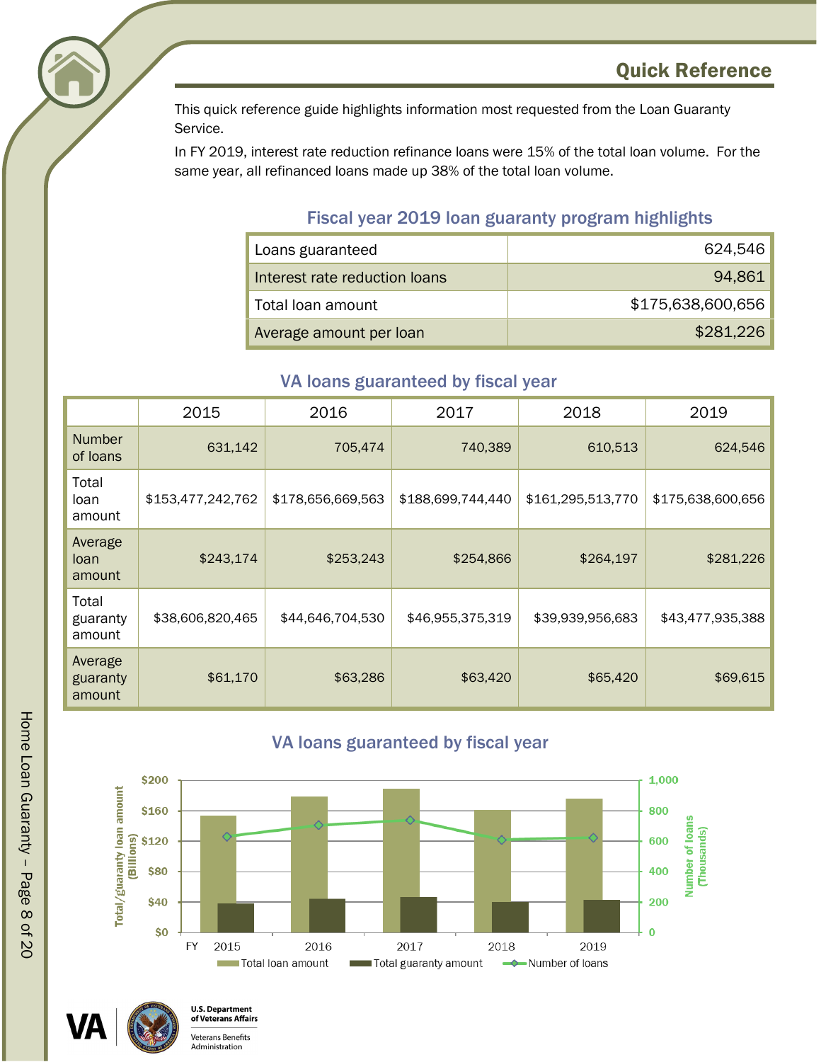## Quick Reference

This quick reference guide highlights information most requested from the Loan Guaranty Service.

In FY 2019, interest rate reduction refinance loans were 15% of the total loan volume. For the same year, all refinanced loans made up 38% of the total loan volume.

### Fiscal year 2019 loan guaranty program highlights

| | |
|---|---:|
| Loans guaranteed | 624,546 |
| Interest rate reduction loans | 94,861 |
| Total loan amount | $175,638,600,656 |
| Average amount per loan | $281,226 |

### VA loans guaranteed by fiscal year

| | 2015 | 2016 | 2017 | 2018 | 2019 |
|---|---:|---:|---:|---:|---:|
| Number of loans | 631,142 | 705,474 | 740,389 | 610,513 | 624,546 |
| Total loan amount | $153,477,242,762 | $178,656,669,563 | $188,699,744,440 | $161,295,513,770 | $175,638,600,656 |
| Average loan amount | $243,174 | $253,243 | $254,866 | $264,197 | $281,226 |
| Total guaranty amount | $38,606,820,465 | $44,646,704,530 | $46,955,375,319 | $39,939,956,683 | $43,477,935,388 |
| Average guaranty amount | $61,170 | $63,286 | $63,420 | $65,420 | $69,615 |

### VA loans guaranteed by fiscal year

Total/guaranty loan amount (Billions): $0, $40, $80, $120, $160, $200

Number of loans (Thousands): 0, 200, 400, 600, 800, 1,000

FY 2015, 2016, 2017, 2018, 2019

Total loan amount | Total guaranty amount | Number of loans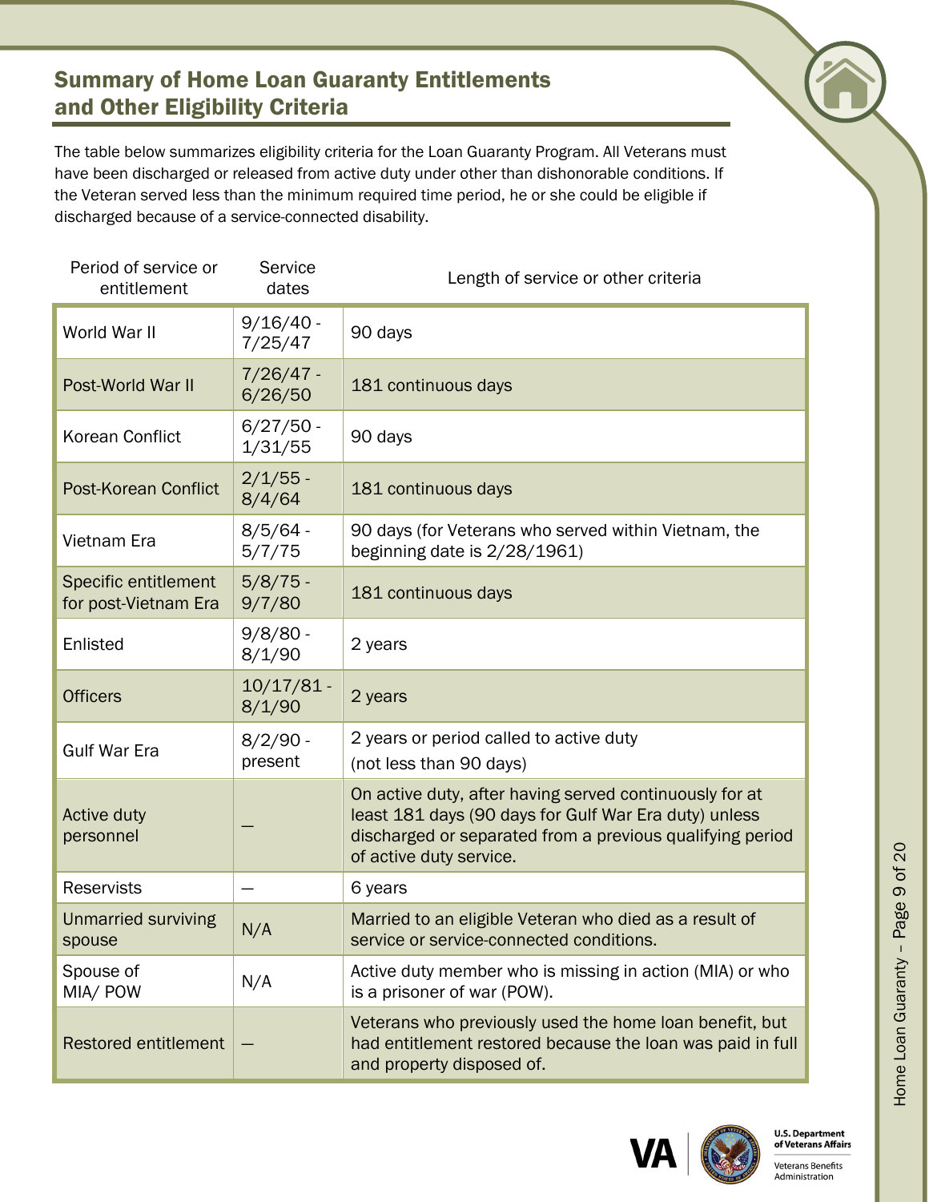## Summary of Home Loan Guaranty Entitlements and Other Eligibility Criteria

The table below summarizes eligibility criteria for the Loan Guaranty Program. All Veterans must have been discharged or released from active duty under other than dishonorable conditions. If the Veteran served less than the minimum required time period, he or she could be eligible if discharged because of a service-connected disability.

| Period of service or entitlement | Service dates | Length of service or other criteria |
|---|---|---|
| World War II | 9/16/40 - 7/25/47 | 90 days |
| Post-World War II | 7/26/47 - 6/26/50 | 181 continuous days |
| Korean Conflict | 6/27/50 - 1/31/55 | 90 days |
| Post-Korean Conflict | 2/1/55 - 8/4/64 | 181 continuous days |
| Vietnam Era | 8/5/64 - 5/7/75 | 90 days (for Veterans who served within Vietnam, the beginning date is 2/28/1961) |
| Specific entitlement for post-Vietnam Era | 5/8/75 - 9/7/80 | 181 continuous days |
| Enlisted | 9/8/80 - 8/1/90 | 2 years |
| Officers | 10/17/81 - 8/1/90 | 2 years |
| Gulf War Era | 8/2/90 - present | 2 years or period called to active duty (not less than 90 days) |
| Active duty personnel | — | On active duty, after having served continuously for at least 181 days (90 days for Gulf War Era duty) unless discharged or separated from a previous qualifying period of active duty service. |
| Reservists | — | 6 years |
| Unmarried surviving spouse | N/A | Married to an eligible Veteran who died as a result of service or service-connected conditions. |
| Spouse of MIA/ POW | N/A | Active duty member who is missing in action (MIA) or who is a prisoner of war (POW). |
| Restored entitlement | — | Veterans who previously used the home loan benefit, but had entitlement restored because the loan was paid in full and property disposed of. |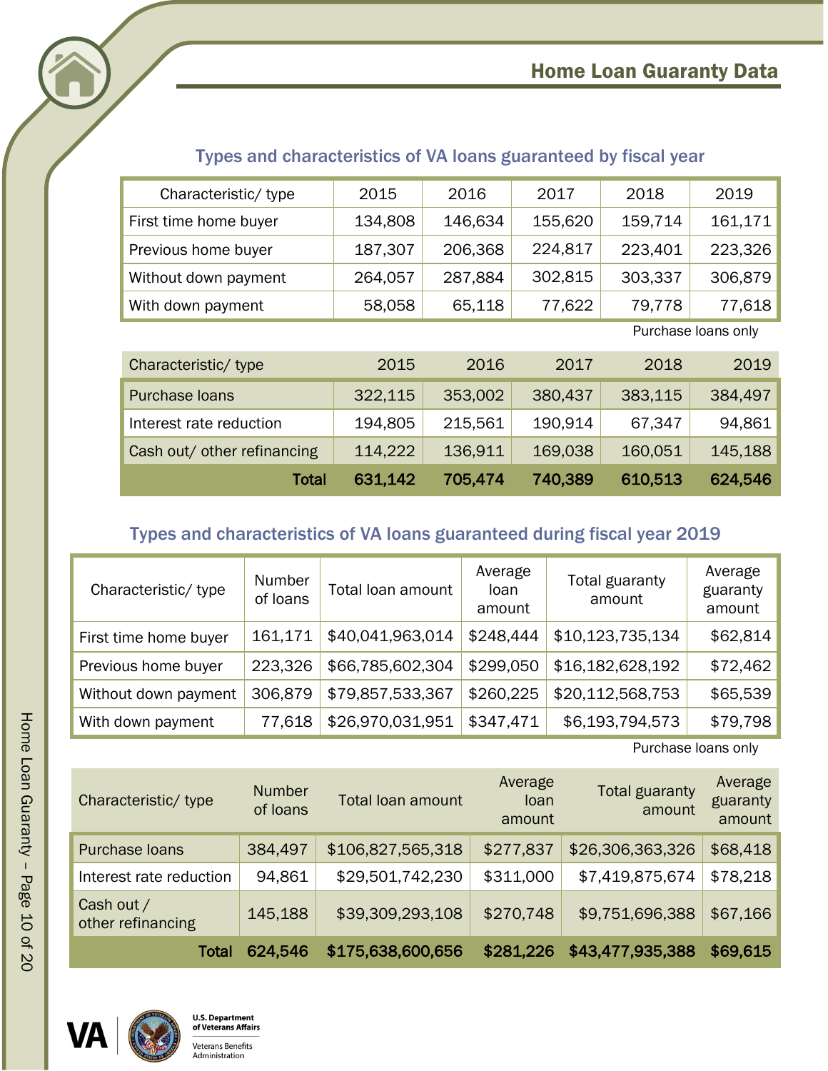## Home Loan Guaranty Data

### Types and characteristics of VA loans guaranteed by fiscal year

| Characteristic/ type | 2015 | 2016 | 2017 | 2018 | 2019 |
|---|---|---|---|---|---|
| First time home buyer | 134,808 | 146,634 | 155,620 | 159,714 | 161,171 |
| Previous home buyer | 187,307 | 206,368 | 224,817 | 223,401 | 223,326 |
| Without down payment | 264,057 | 287,884 | 302,815 | 303,337 | 306,879 |
| With down payment | 58,058 | 65,118 | 77,622 | 79,778 | 77,618 |

Purchase loans only

| Characteristic/ type | 2015 | 2016 | 2017 | 2018 | 2019 |
|---|---|---|---|---|---|
| Purchase loans | 322,115 | 353,002 | 380,437 | 383,115 | 384,497 |
| Interest rate reduction | 194,805 | 215,561 | 190,914 | 67,347 | 94,861 |
| Cash out/ other refinancing | 114,222 | 136,911 | 169,038 | 160,051 | 145,188 |
| **Total** | **631,142** | **705,474** | **740,389** | **610,513** | **624,546** |

### Types and characteristics of VA loans guaranteed during fiscal year 2019

| Characteristic/ type | Number of loans | Total loan amount | Average loan amount | Total guaranty amount | Average guaranty amount |
|---|---|---|---|---|---|
| First time home buyer | 161,171 | $40,041,963,014 | $248,444 | $10,123,735,134 | $62,814 |
| Previous home buyer | 223,326 | $66,785,602,304 | $299,050 | $16,182,628,192 | $72,462 |
| Without down payment | 306,879 | $79,857,533,367 | $260,225 | $20,112,568,753 | $65,539 |
| With down payment | 77,618 | $26,970,031,951 | $347,471 | $6,193,794,573 | $79,798 |

Purchase loans only

| Characteristic/ type | Number of loans | Total loan amount | Average loan amount | Total guaranty amount | Average guaranty amount |
|---|---|---|---|---|---|
| Purchase loans | 384,497 | $106,827,565,318 | $277,837 | $26,306,363,326 | $68,418 |
| Interest rate reduction | 94,861 | $29,501,742,230 | $311,000 | $7,419,875,674 | $78,218 |
| Cash out / other refinancing | 145,188 | $39,309,293,108 | $270,748 | $9,751,696,388 | $67,166 |
| **Total** | **624,546** | **$175,638,600,656** | **$281,226** | **$43,477,935,388** | **$69,615** |

U.S. Department of Veterans Affairs
Veterans Benefits Administration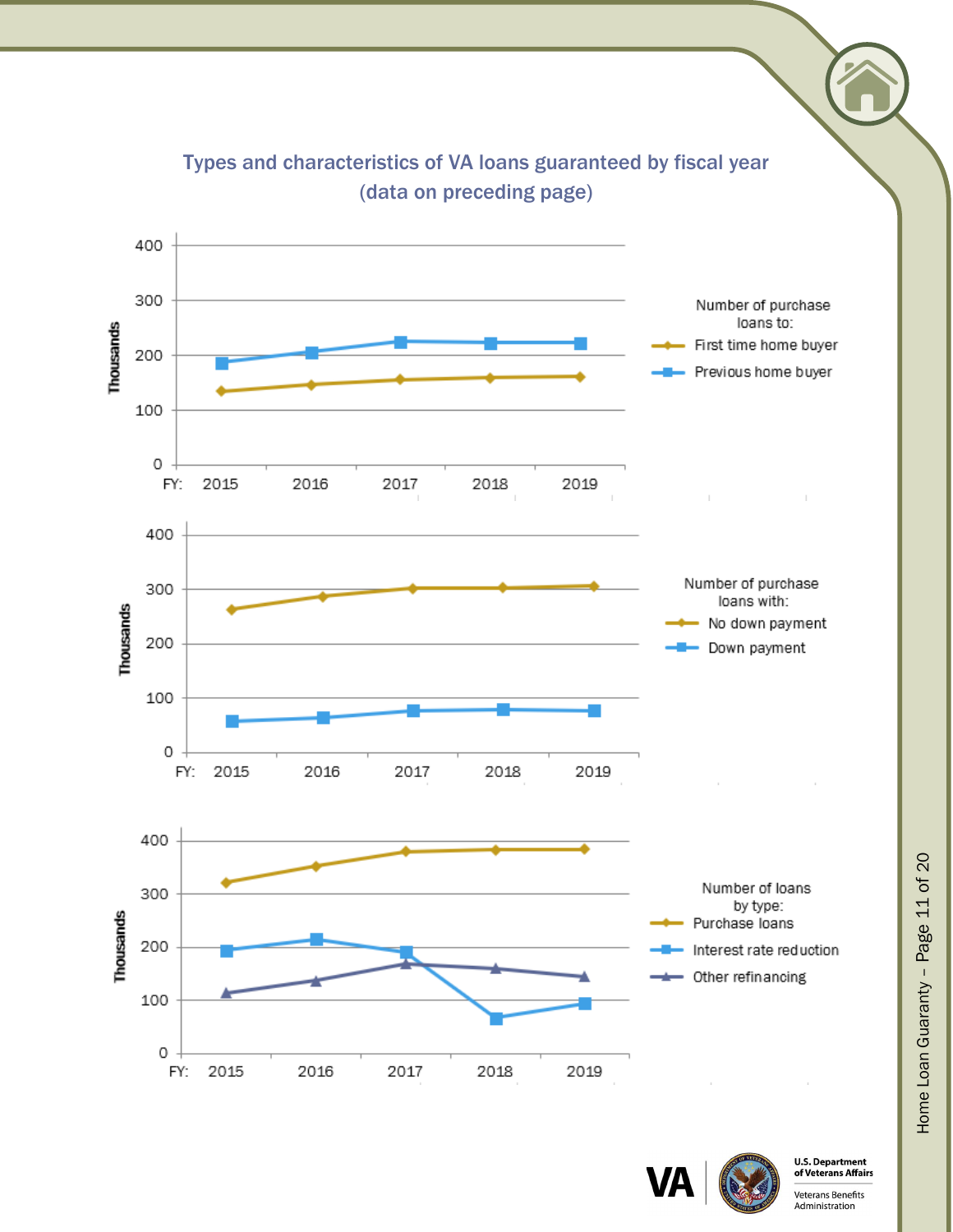## Types and characteristics of VA loans guaranteed by fiscal year (data on preceding page)

Number of purchase loans to:
- First time home buyer
- Previous home buyer

Thousands

FY: 2015 2016 2017 2018 2019

Number of purchase loans with:
- No down payment
- Down payment

Thousands

FY: 2015 2016 2017 2018 2019

Number of loans by type:
- Purchase loans
- Interest rate reduction
- Other refinancing

Thousands

FY: 2015 2016 2017 2018 2019

U.S. Department of Veterans Affairs

Veterans Benefits Administration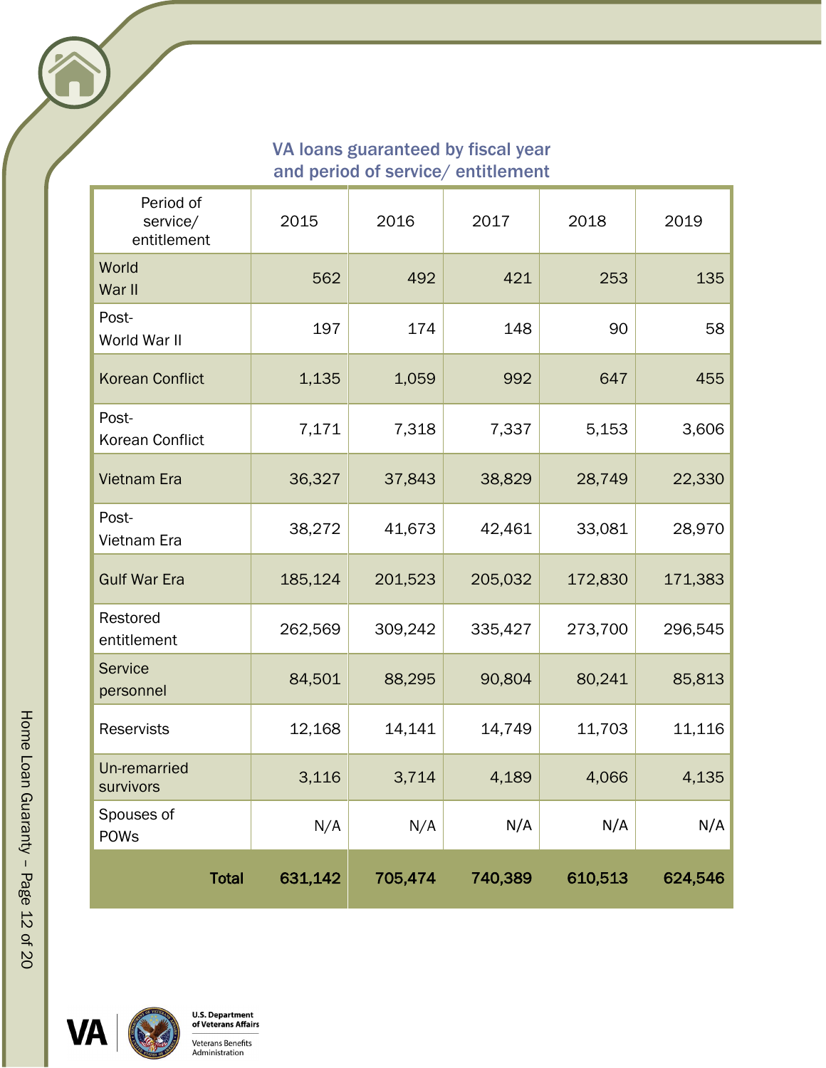## VA loans guaranteed by fiscal year and period of service/ entitlement

| Period of service/ entitlement | 2015 | 2016 | 2017 | 2018 | 2019 |
|---|---|---|---|---|---|
| World War II | 562 | 492 | 421 | 253 | 135 |
| Post-World War II | 197 | 174 | 148 | 90 | 58 |
| Korean Conflict | 1,135 | 1,059 | 992 | 647 | 455 |
| Post-Korean Conflict | 7,171 | 7,318 | 7,337 | 5,153 | 3,606 |
| Vietnam Era | 36,327 | 37,843 | 38,829 | 28,749 | 22,330 |
| Post-Vietnam Era | 38,272 | 41,673 | 42,461 | 33,081 | 28,970 |
| Gulf War Era | 185,124 | 201,523 | 205,032 | 172,830 | 171,383 |
| Restored entitlement | 262,569 | 309,242 | 335,427 | 273,700 | 296,545 |
| Service personnel | 84,501 | 88,295 | 90,804 | 80,241 | 85,813 |
| Reservists | 12,168 | 14,141 | 14,749 | 11,703 | 11,116 |
| Un-remarried survivors | 3,116 | 3,714 | 4,189 | 4,066 | 4,135 |
| Spouses of POWs | N/A | N/A | N/A | N/A | N/A |
| **Total** | **631,142** | **705,474** | **740,389** | **610,513** | **624,546** |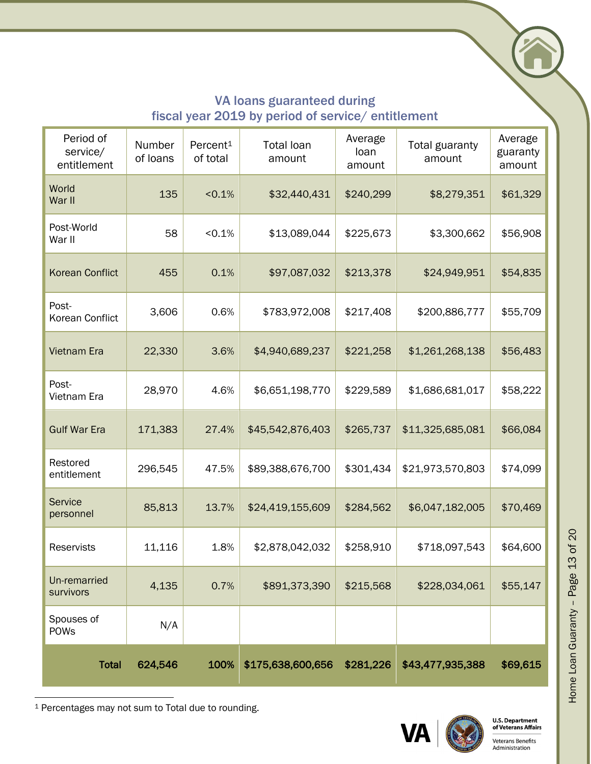## VA loans guaranteed during fiscal year 2019 by period of service/ entitlement

| Period of service/ entitlement | Number of loans | Percent[1] of total | Total loan amount | Average loan amount | Total guaranty amount | Average guaranty amount |
|---|---|---|---|---|---|---|
| World War II | 135 | <0.1% | $32,440,431 | $240,299 | $8,279,351 | $61,329 |
| Post-World War II | 58 | <0.1% | $13,089,044 | $225,673 | $3,300,662 | $56,908 |
| Korean Conflict | 455 | 0.1% | $97,087,032 | $213,378 | $24,949,951 | $54,835 |
| Post-Korean Conflict | 3,606 | 0.6% | $783,972,008 | $217,408 | $200,886,777 | $55,709 |
| Vietnam Era | 22,330 | 3.6% | $4,940,689,237 | $221,258 | $1,261,268,138 | $56,483 |
| Post-Vietnam Era | 28,970 | 4.6% | $6,651,198,770 | $229,589 | $1,686,681,017 | $58,222 |
| Gulf War Era | 171,383 | 27.4% | $45,542,876,403 | $265,737 | $11,325,685,081 | $66,084 |
| Restored entitlement | 296,545 | 47.5% | $89,388,676,700 | $301,434 | $21,973,570,803 | $74,099 |
| Service personnel | 85,813 | 13.7% | $24,419,155,609 | $284,562 | $6,047,182,005 | $70,469 |
| Reservists | 11,116 | 1.8% | $2,878,042,032 | $258,910 | $718,097,543 | $64,600 |
| Un-remarried survivors | 4,135 | 0.7% | $891,373,390 | $215,568 | $228,034,061 | $55,147 |
| Spouses of POWs | N/A | | | | | |
| **Total** | **624,546** | **100%** | **$175,638,600,656** | **$281,226** | **$43,477,935,388** | **$69,615** |

[1] Percentages may not sum to Total due to rounding.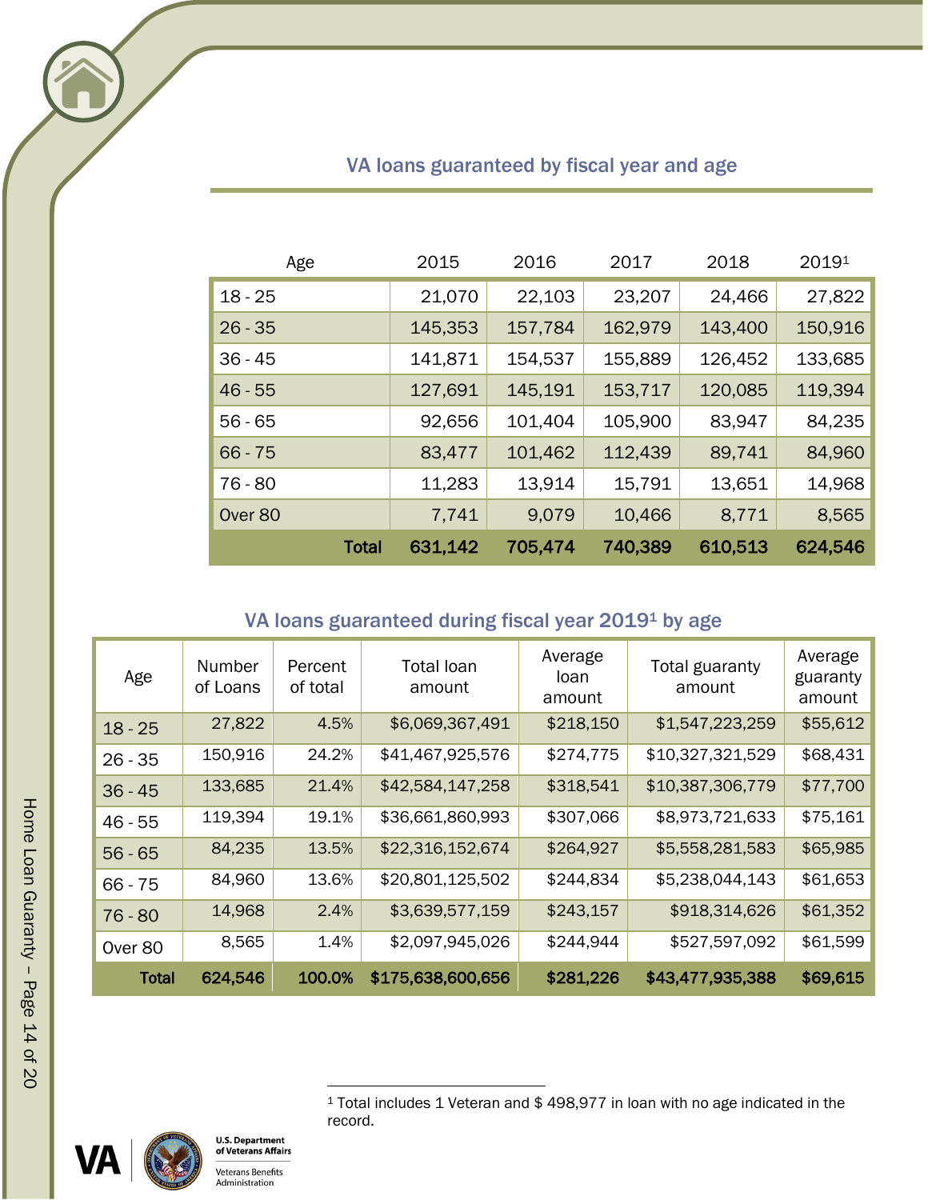## VA loans guaranteed by fiscal year and age

| Age | 2015 | 2016 | 2017 | 2018 | 2019[1] |
|---|---|---|---|---|---|
| 18 - 25 | 21,070 | 22,103 | 23,207 | 24,466 | 27,822 |
| 26 - 35 | 145,353 | 157,784 | 162,979 | 143,400 | 150,916 |
| 36 - 45 | 141,871 | 154,537 | 155,889 | 126,452 | 133,685 |
| 46 - 55 | 127,691 | 145,191 | 153,717 | 120,085 | 119,394 |
| 56 - 65 | 92,656 | 101,404 | 105,900 | 83,947 | 84,235 |
| 66 - 75 | 83,477 | 101,462 | 112,439 | 89,741 | 84,960 |
| 76 - 80 | 11,283 | 13,914 | 15,791 | 13,651 | 14,968 |
| Over 80 | 7,741 | 9,079 | 10,466 | 8,771 | 8,565 |
| **Total** | **631,142** | **705,474** | **740,389** | **610,513** | **624,546** |

## VA loans guaranteed during fiscal year 2019[1] by age

| Age | Number of Loans | Percent of total | Total loan amount | Average loan amount | Total guaranty amount | Average guaranty amount |
|---|---|---|---|---|---|---|
| 18 - 25 | 27,822 | 4.5% | $6,069,367,491 | $218,150 | $1,547,223,259 | $55,612 |
| 26 - 35 | 150,916 | 24.2% | $41,467,925,576 | $274,775 | $10,327,321,529 | $68,431 |
| 36 - 45 | 133,685 | 21.4% | $42,584,147,258 | $318,541 | $10,387,306,779 | $77,700 |
| 46 - 55 | 119,394 | 19.1% | $36,661,860,993 | $307,066 | $8,973,721,633 | $75,161 |
| 56 - 65 | 84,235 | 13.5% | $22,316,152,674 | $264,927 | $5,558,281,583 | $65,985 |
| 66 - 75 | 84,960 | 13.6% | $20,801,125,502 | $244,834 | $5,238,044,143 | $61,653 |
| 76 - 80 | 14,968 | 2.4% | $3,639,577,159 | $243,157 | $918,314,626 | $61,352 |
| Over 80 | 8,565 | 1.4% | $2,097,945,026 | $244,944 | $527,597,092 | $61,599 |
| **Total** | **624,546** | **100.0%** | **$175,638,600,656** | **$281,226** | **$43,477,935,388** | **$69,615** |

[1] Total includes 1 Veteran and $ 498,977 in loan with no age indicated in the record.

U.S. Department of Veterans Affairs

Veterans Benefits Administration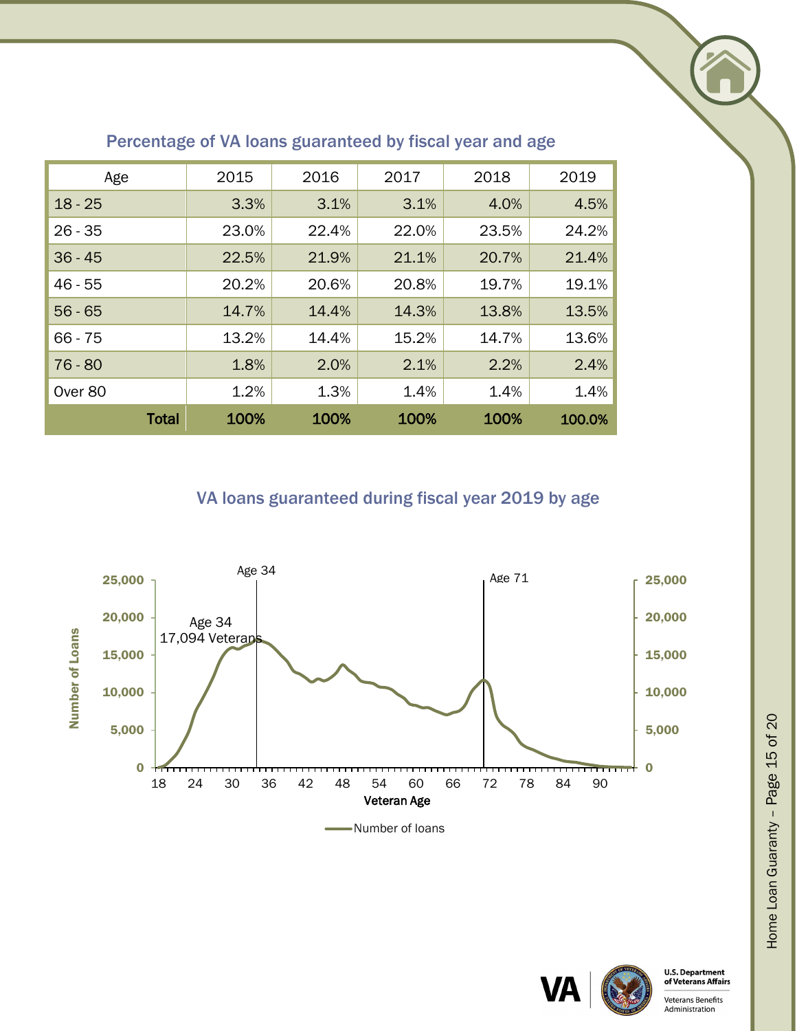## Percentage of VA loans guaranteed by fiscal year and age

| Age | 2015 | 2016 | 2017 | 2018 | 2019 |
|---|---|---|---|---|---|
| 18 - 25 | 3.3% | 3.1% | 3.1% | 4.0% | 4.5% |
| 26 - 35 | 23.0% | 22.4% | 22.0% | 23.5% | 24.2% |
| 36 - 45 | 22.5% | 21.9% | 21.1% | 20.7% | 21.4% |
| 46 - 55 | 20.2% | 20.6% | 20.8% | 19.7% | 19.1% |
| 56 - 65 | 14.7% | 14.4% | 14.3% | 13.8% | 13.5% |
| 66 - 75 | 13.2% | 14.4% | 15.2% | 14.7% | 13.6% |
| 76 - 80 | 1.8% | 2.0% | 2.1% | 2.2% | 2.4% |
| Over 80 | 1.2% | 1.3% | 1.4% | 1.4% | 1.4% |
| **Total** | **100%** | **100%** | **100%** | **100%** | **100.0%** |

## VA loans guaranteed during fiscal year 2019 by age

Age 34

Age 34
17,094 Veterans

Age 71

Number of Loans: 0, 5,000, 10,000, 15,000, 20,000, 25,000

Veteran Age: 18, 24, 30, 36, 42, 48, 54, 60, 66, 72, 78, 84, 90

Number of loans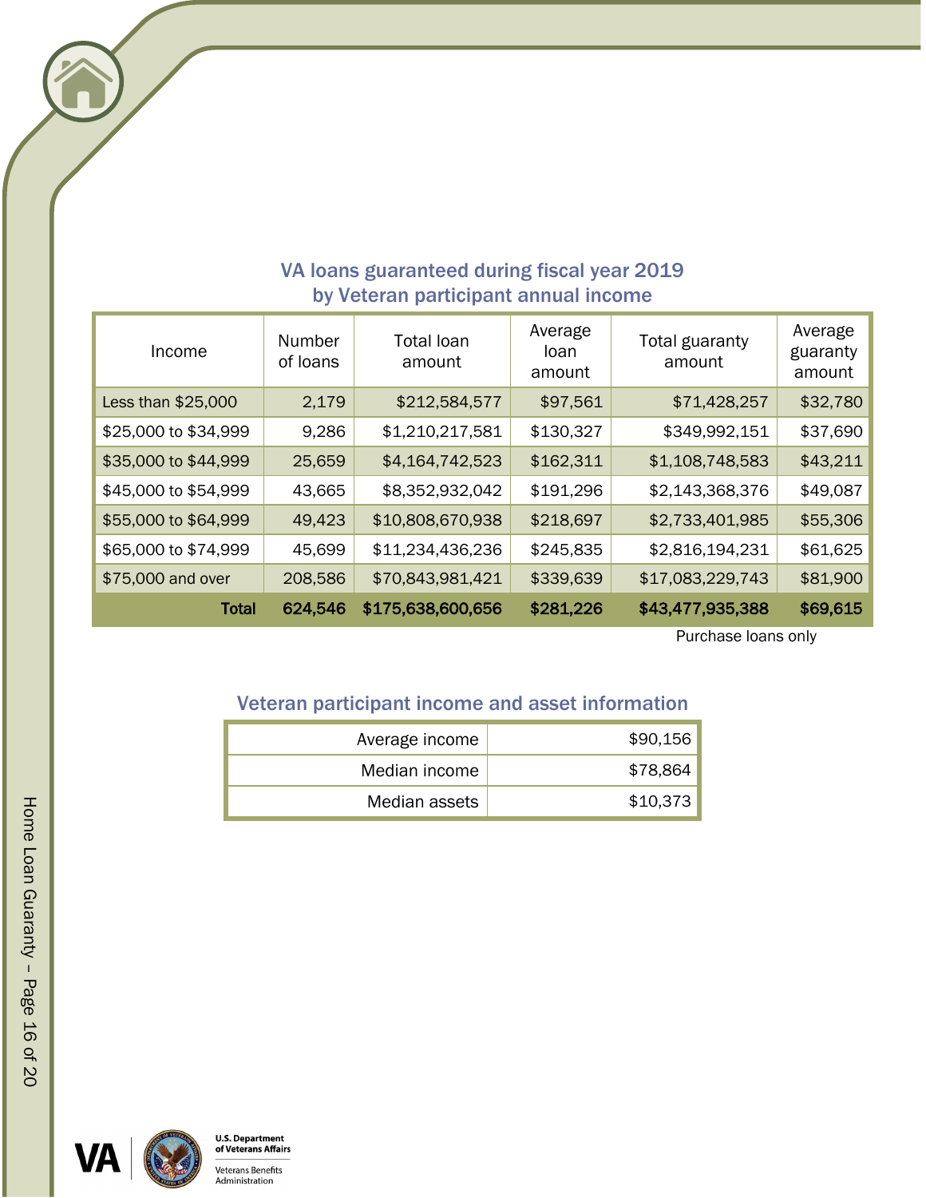## VA loans guaranteed during fiscal year 2019 by Veteran participant annual income

| Income | Number of loans | Total loan amount | Average loan amount | Total guaranty amount | Average guaranty amount |
|---|---|---|---|---|---|
| Less than $25,000 | 2,179 | $212,584,577 | $97,561 | $71,428,257 | $32,780 |
| $25,000 to $34,999 | 9,286 | $1,210,217,581 | $130,327 | $349,992,151 | $37,690 |
| $35,000 to $44,999 | 25,659 | $4,164,742,523 | $162,311 | $1,108,748,583 | $43,211 |
| $45,000 to $54,999 | 43,665 | $8,352,932,042 | $191,296 | $2,143,368,376 | $49,087 |
| $55,000 to $64,999 | 49,423 | $10,808,670,938 | $218,697 | $2,733,401,985 | $55,306 |
| $65,000 to $74,999 | 45,699 | $11,234,436,236 | $245,835 | $2,816,194,231 | $61,625 |
| $75,000 and over | 208,586 | $70,843,981,421 | $339,639 | $17,083,229,743 | $81,900 |
| **Total** | **624,546** | **$175,638,600,656** | **$281,226** | **$43,477,935,388** | **$69,615** |

Purchase loans only

## Veteran participant income and asset information

| | |
|---|---|
| Average income | $90,156 |
| Median income | $78,864 |
| Median assets | $10,373 |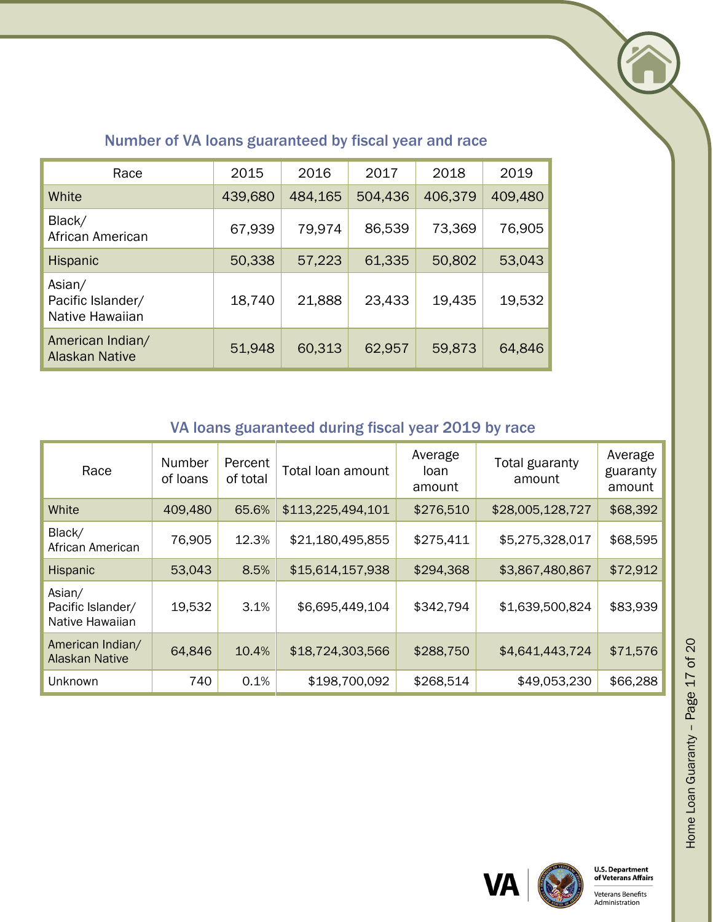## Number of VA loans guaranteed by fiscal year and race

| Race | 2015 | 2016 | 2017 | 2018 | 2019 |
|---|---|---|---|---|---|
| White | 439,680 | 484,165 | 504,436 | 406,379 | 409,480 |
| Black/ African American | 67,939 | 79,974 | 86,539 | 73,369 | 76,905 |
| Hispanic | 50,338 | 57,223 | 61,335 | 50,802 | 53,043 |
| Asian/ Pacific Islander/ Native Hawaiian | 18,740 | 21,888 | 23,433 | 19,435 | 19,532 |
| American Indian/ Alaskan Native | 51,948 | 60,313 | 62,957 | 59,873 | 64,846 |

## VA loans guaranteed during fiscal year 2019 by race

| Race | Number of loans | Percent of total | Total loan amount | Average loan amount | Total guaranty amount | Average guaranty amount |
|---|---|---|---|---|---|---|
| White | 409,480 | 65.6% | $113,225,494,101 | $276,510 | $28,005,128,727 | $68,392 |
| Black/ African American | 76,905 | 12.3% | $21,180,495,855 | $275,411 | $5,275,328,017 | $68,595 |
| Hispanic | 53,043 | 8.5% | $15,614,157,938 | $294,368 | $3,867,480,867 | $72,912 |
| Asian/ Pacific Islander/ Native Hawaiian | 19,532 | 3.1% | $6,695,449,104 | $342,794 | $1,639,500,824 | $83,939 |
| American Indian/ Alaskan Native | 64,846 | 10.4% | $18,724,303,566 | $288,750 | $4,641,443,724 | $71,576 |
| Unknown | 740 | 0.1% | $198,700,092 | $268,514 | $49,053,230 | $66,288 |

VA | U.S. Department of Veterans Affairs

Veterans Benefits Administration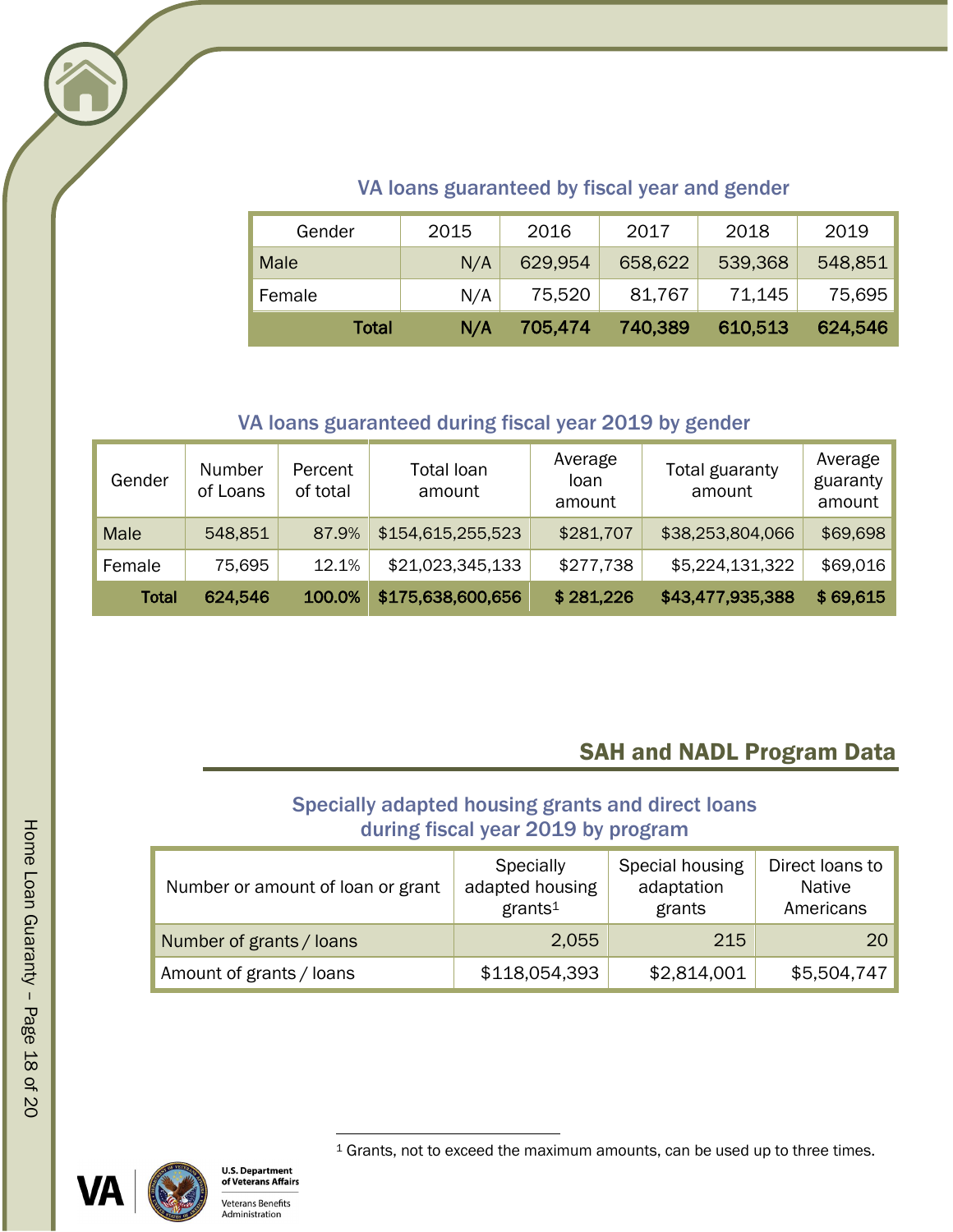### VA loans guaranteed by fiscal year and gender

| Gender | 2015 | 2016 | 2017 | 2018 | 2019 |
|---|---|---|---|---|---|
| Male | N/A | 629,954 | 658,622 | 539,368 | 548,851 |
| Female | N/A | 75,520 | 81,767 | 71,145 | 75,695 |
| **Total** | **N/A** | **705,474** | **740,389** | **610,513** | **624,546** |

### VA loans guaranteed during fiscal year 2019 by gender

| Gender | Number of Loans | Percent of total | Total loan amount | Average loan amount | Total guaranty amount | Average guaranty amount |
|---|---|---|---|---|---|---|
| Male | 548,851 | 87.9% | $154,615,255,523 | $281,707 | $38,253,804,066 | $69,698 |
| Female | 75,695 | 12.1% | $21,023,345,133 | $277,738 | $5,224,131,322 | $69,016 |
| **Total** | **624,546** | **100.0%** | **$175,638,600,656** | **$ 281,226** | **$43,477,935,388** | **$ 69,615** |

## SAH and NADL Program Data

### Specially adapted housing grants and direct loans during fiscal year 2019 by program

| Number or amount of loan or grant | Specially adapted housing grants[1] | Special housing adaptation grants | Direct loans to Native Americans |
|---|---|---|---|
| Number of grants / loans | 2,055 | 215 | 20 |
| Amount of grants / loans | $118,054,393 | $2,814,001 | $5,504,747 |

[1] Grants, not to exceed the maximum amounts, can be used up to three times.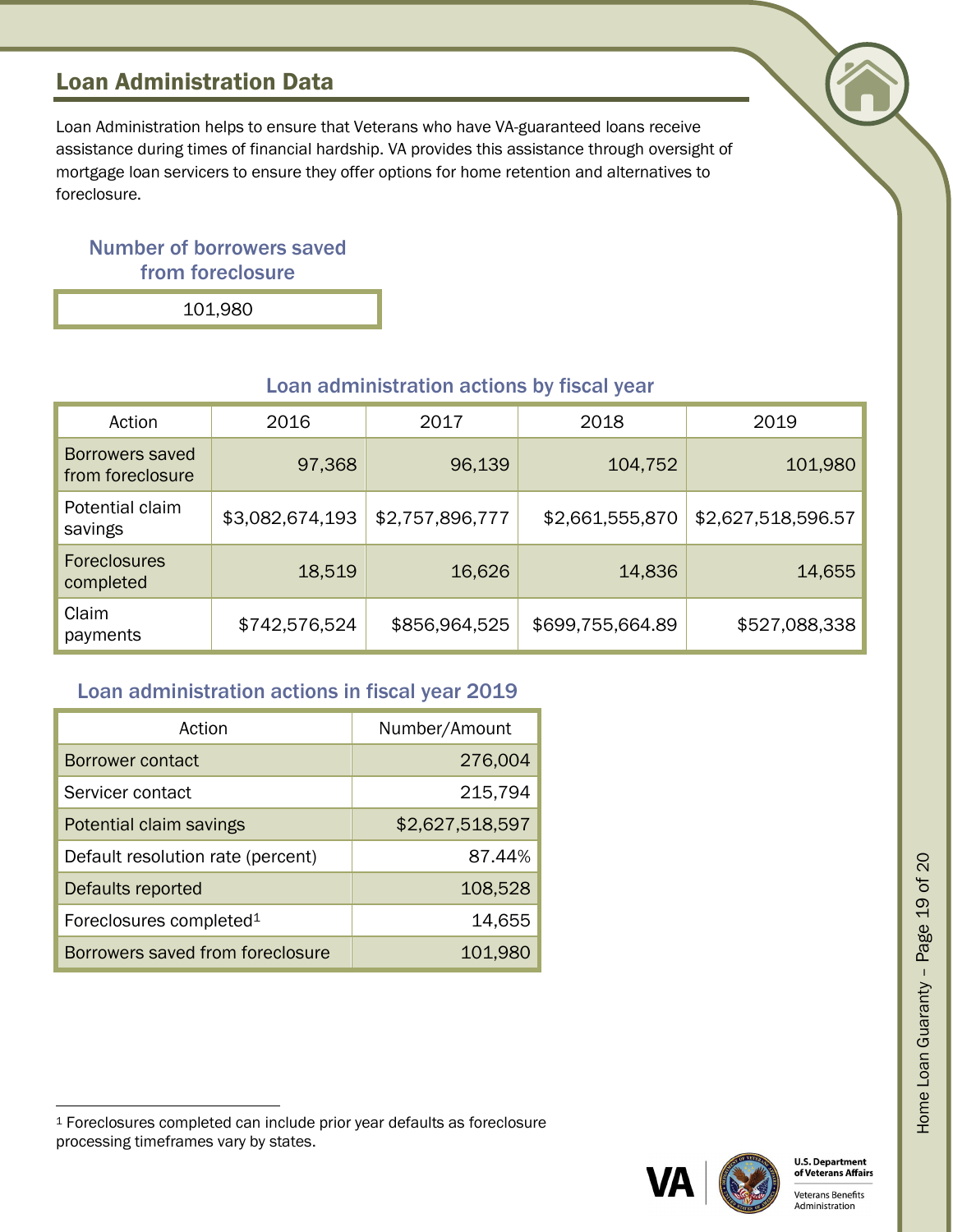## Loan Administration Data

Loan Administration helps to ensure that Veterans who have VA-guaranteed loans receive assistance during times of financial hardship. VA provides this assistance through oversight of mortgage loan servicers to ensure they offer options for home retention and alternatives to foreclosure.

### Number of borrowers saved from foreclosure

| 101,980 |
|---|

### Loan administration actions by fiscal year

| Action | 2016 | 2017 | 2018 | 2019 |
|---|---|---|---|---|
| Borrowers saved from foreclosure | 97,368 | 96,139 | 104,752 | 101,980 |
| Potential claim savings | $3,082,674,193 | $2,757,896,777 | $2,661,555,870 | $2,627,518,596.57 |
| Foreclosures completed | 18,519 | 16,626 | 14,836 | 14,655 |
| Claim payments | $742,576,524 | $856,964,525 | $699,755,664.89 | $527,088,338 |

### Loan administration actions in fiscal year 2019

| Action | Number/Amount |
|---|---|
| Borrower contact | 276,004 |
| Servicer contact | 215,794 |
| Potential claim savings | $2,627,518,597 |
| Default resolution rate (percent) | 87.44% |
| Defaults reported | 108,528 |
| Foreclosures completed[1] | 14,655 |
| Borrowers saved from foreclosure | 101,980 |

[1] Foreclosures completed can include prior year defaults as foreclosure processing timeframes vary by states.

U.S. Department of Veterans Affairs

Veterans Benefits Administration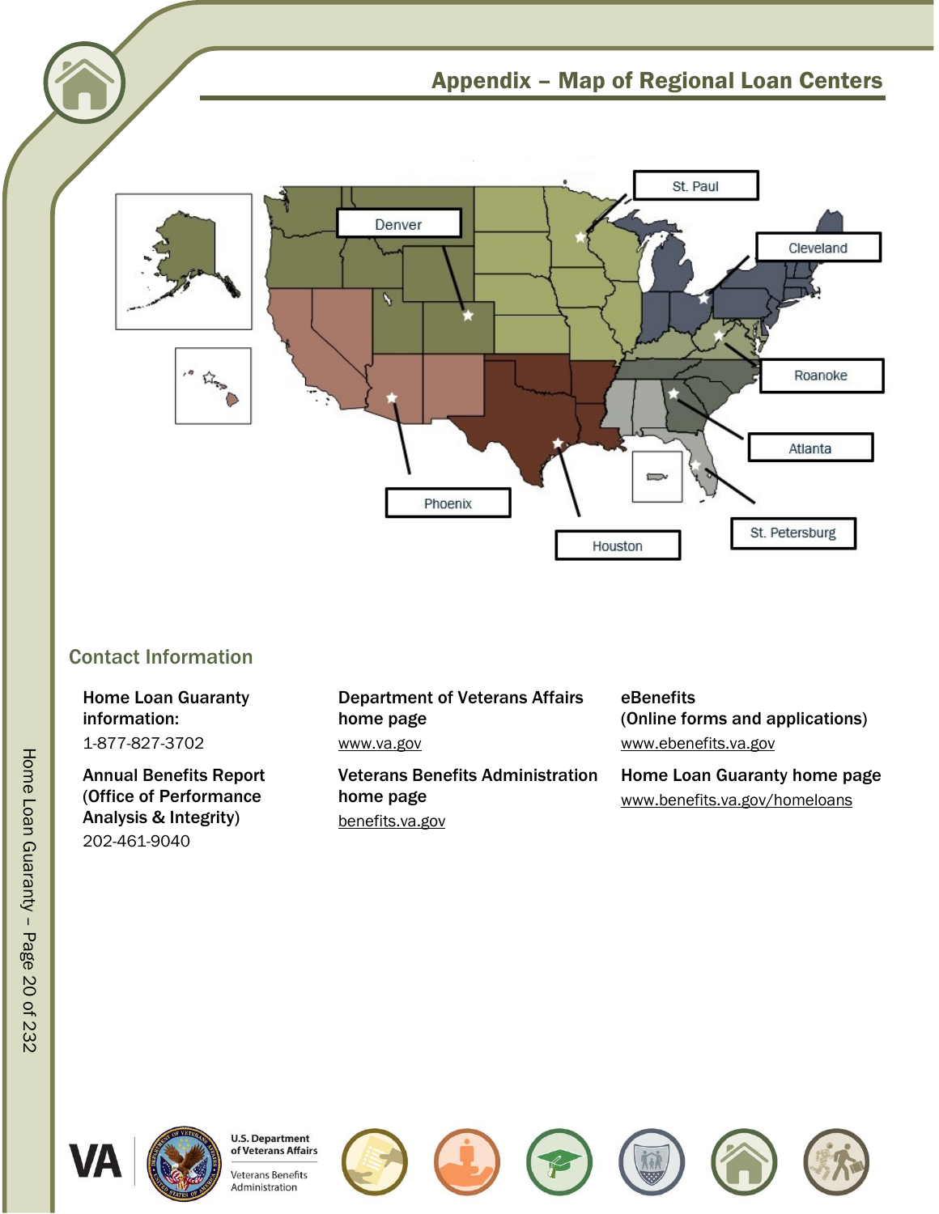## Appendix – Map of Regional Loan Centers

St. Paul

Denver

Cleveland

Roanoke

Atlanta

Phoenix

St. Petersburg

Houston

### Contact Information

**Home Loan Guaranty information:**
1-877-827-3702

**Annual Benefits Report (Office of Performance Analysis & Integrity)**
202-461-9040

**Department of Veterans Affairs home page**
www.va.gov

**Veterans Benefits Administration home page**
benefits.va.gov

**eBenefits (Online forms and applications)**
www.ebenefits.va.gov

**Home Loan Guaranty home page**
www.benefits.va.gov/homeloans

U.S. Department of Veterans Affairs

Veterans Benefits Administration